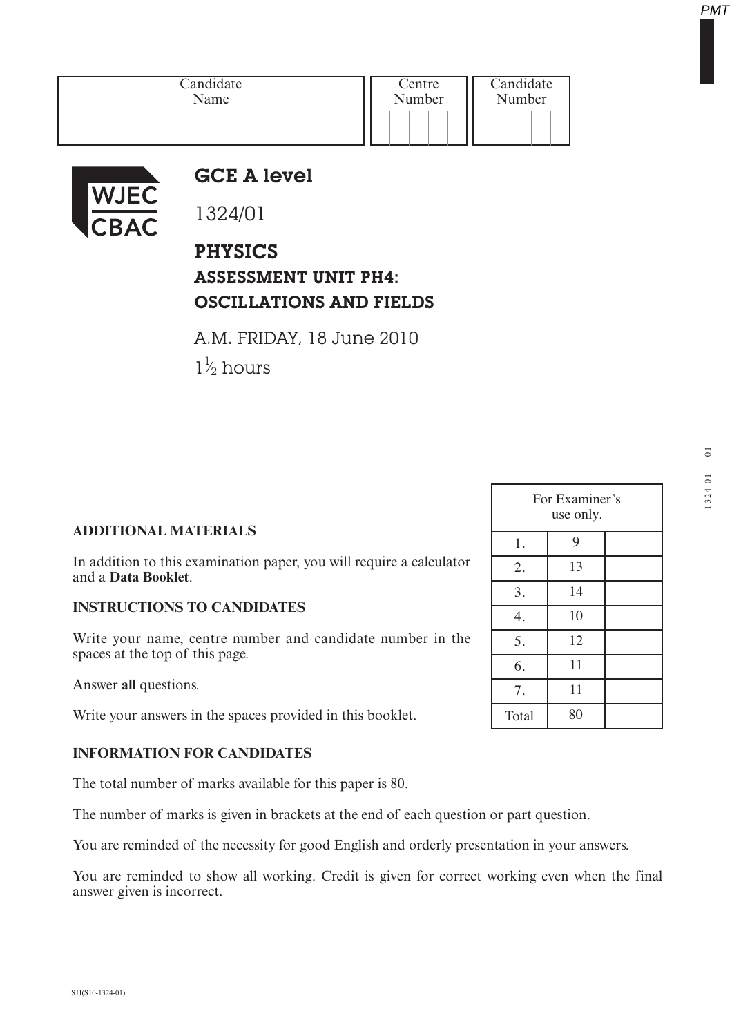| Candidate Name | Centre Number | Candidate Number |
|---|---|---|
| | | |

WJEC CBAC

# GCE A level

1324/01

## PHYSICS
## ASSESSMENT UNIT PH4: OSCILLATIONS AND FIELDS

A.M. FRIDAY, 18 June 2010

$1\frac{1}{2}$ hours

| For Examiner's use only. | | |
|---|---|---|
| 1. | 9 | |
| 2. | 13 | |
| 3. | 14 | |
| 4. | 10 | |
| 5. | 12 | |
| 6. | 11 | |
| 7. | 11 | |
| Total | 80 | |

**ADDITIONAL MATERIALS**

In addition to this examination paper, you will require a calculator and a **Data Booklet**.

**INSTRUCTIONS TO CANDIDATES**

Write your name, centre number and candidate number in the spaces at the top of this page.

Answer **all** questions.

Write your answers in the spaces provided in this booklet.

**INFORMATION FOR CANDIDATES**

The total number of marks available for this paper is 80.

The number of marks is given in brackets at the end of each question or part question.

You are reminded of the necessity for good English and orderly presentation in your answers.

You are reminded to show all working. Credit is given for correct working even when the final answer given is incorrect.

SJJ(S10-1324-01)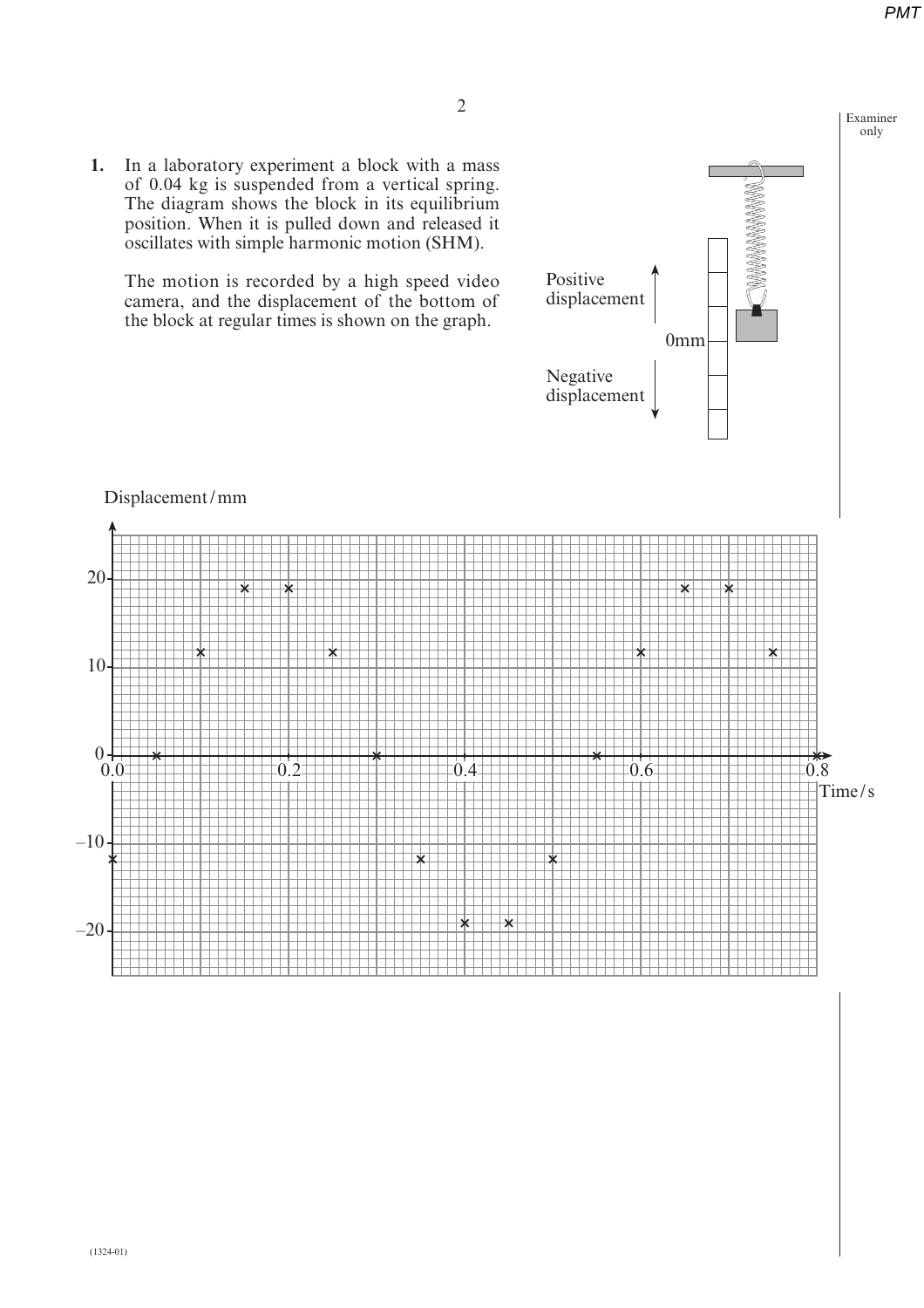**1.** In a laboratory experiment a block with a mass of 0.04 kg is suspended from a vertical spring. The diagram shows the block in its equilibrium position. When it is pulled down and released it oscillates with simple harmonic motion (SHM).

The motion is recorded by a high speed video camera, and the displacement of the bottom of the block at regular times is shown on the graph.

Positive displacement

0mm

Negative displacement

Displacement / mm

Time / s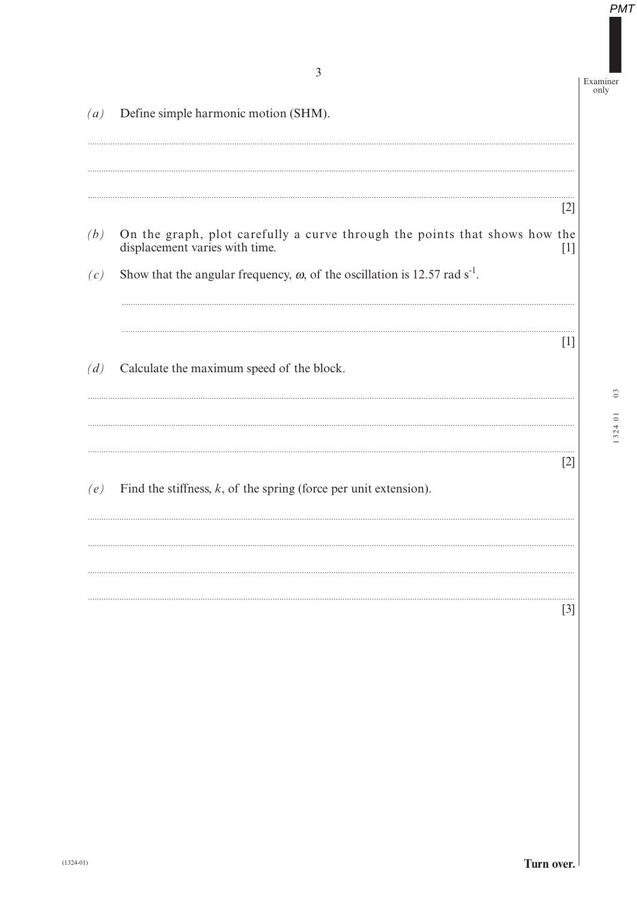*(a)* Define simple harmonic motion (SHM).

[2]

*(b)* On the graph, plot carefully a curve through the points that shows how the displacement varies with time. [1]

*(c)* Show that the angular frequency, $\omega$, of the oscillation is 12.57 rad $s^{-1}$.

[1]

*(d)* Calculate the maximum speed of the block.

[2]

*(e)* Find the stiffness, $k$, of the spring (force per unit extension).

[3]

**Turn over.**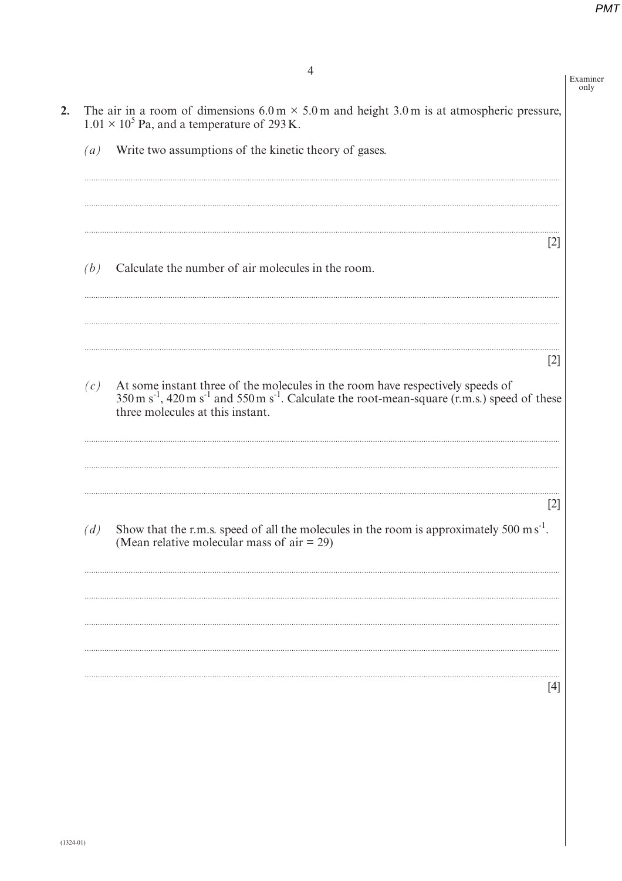**2.** The air in a room of dimensions $6.0\,\text{m} \times 5.0\,\text{m}$ and height $3.0\,\text{m}$ is at atmospheric pressure, $1.01 \times 10^5\,\text{Pa}$, and a temperature of $293\,\text{K}$.

*(a)* Write two assumptions of the kinetic theory of gases.

..................................................................................................................................................................

..................................................................................................................................................................

.................................................................................................................................................................. [2]

*(b)* Calculate the number of air molecules in the room.

..................................................................................................................................................................

..................................................................................................................................................................

.................................................................................................................................................................. [2]

*(c)* At some instant three of the molecules in the room have respectively speeds of $350\,\text{m}\,\text{s}^{-1}$, $420\,\text{m}\,\text{s}^{-1}$ and $550\,\text{m}\,\text{s}^{-1}$. Calculate the root-mean-square (r.m.s.) speed of these three molecules at this instant.

..................................................................................................................................................................

..................................................................................................................................................................

.................................................................................................................................................................. [2]

*(d)* Show that the r.m.s. speed of all the molecules in the room is approximately $500\,\text{m}\,\text{s}^{-1}$. (Mean relative molecular mass of air = 29)

..................................................................................................................................................................

..................................................................................................................................................................

..................................................................................................................................................................

..................................................................................................................................................................

.................................................................................................................................................................. [4]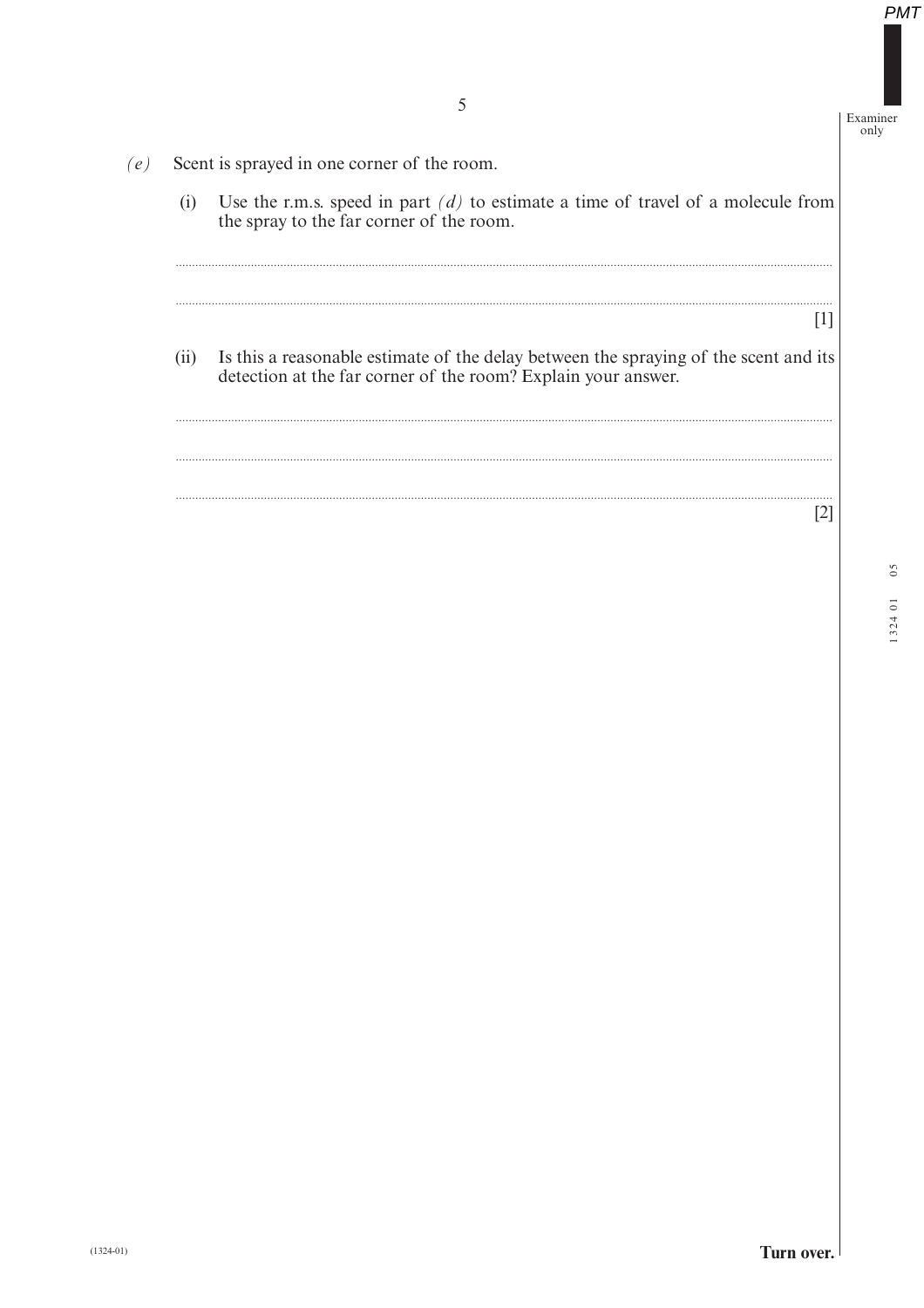*(e)* Scent is sprayed in one corner of the room.

(i) Use the r.m.s. speed in part *(d)* to estimate a time of travel of a molecule from the spray to the far corner of the room.

.............................................................................................................................................

............................................................................................................................................. [1]

(ii) Is this a reasonable estimate of the delay between the spraying of the scent and its detection at the far corner of the room? Explain your answer.

.............................................................................................................................................

.............................................................................................................................................

............................................................................................................................................. [2]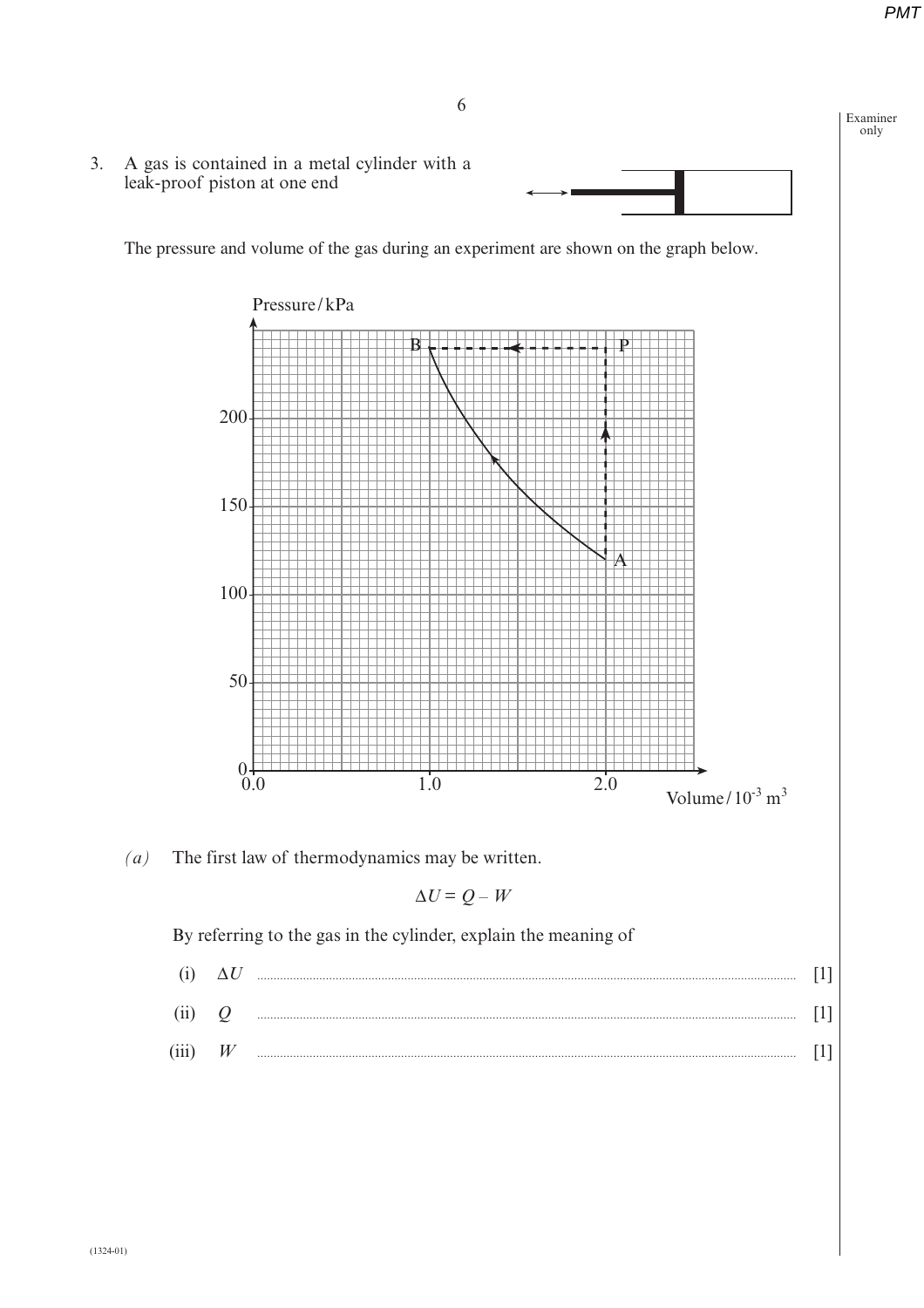3. A gas is contained in a metal cylinder with a leak-proof piston at one end

The pressure and volume of the gas during an experiment are shown on the graph below.

*(a)* The first law of thermodynamics may be written.

$$\Delta U = Q - W$$

By referring to the gas in the cylinder, explain the meaning of

(i) $\Delta U$ .................................................................................................................................................. [1]

(ii) $Q$ .................................................................................................................................................. [1]

(iii) $W$ .................................................................................................................................................. [1]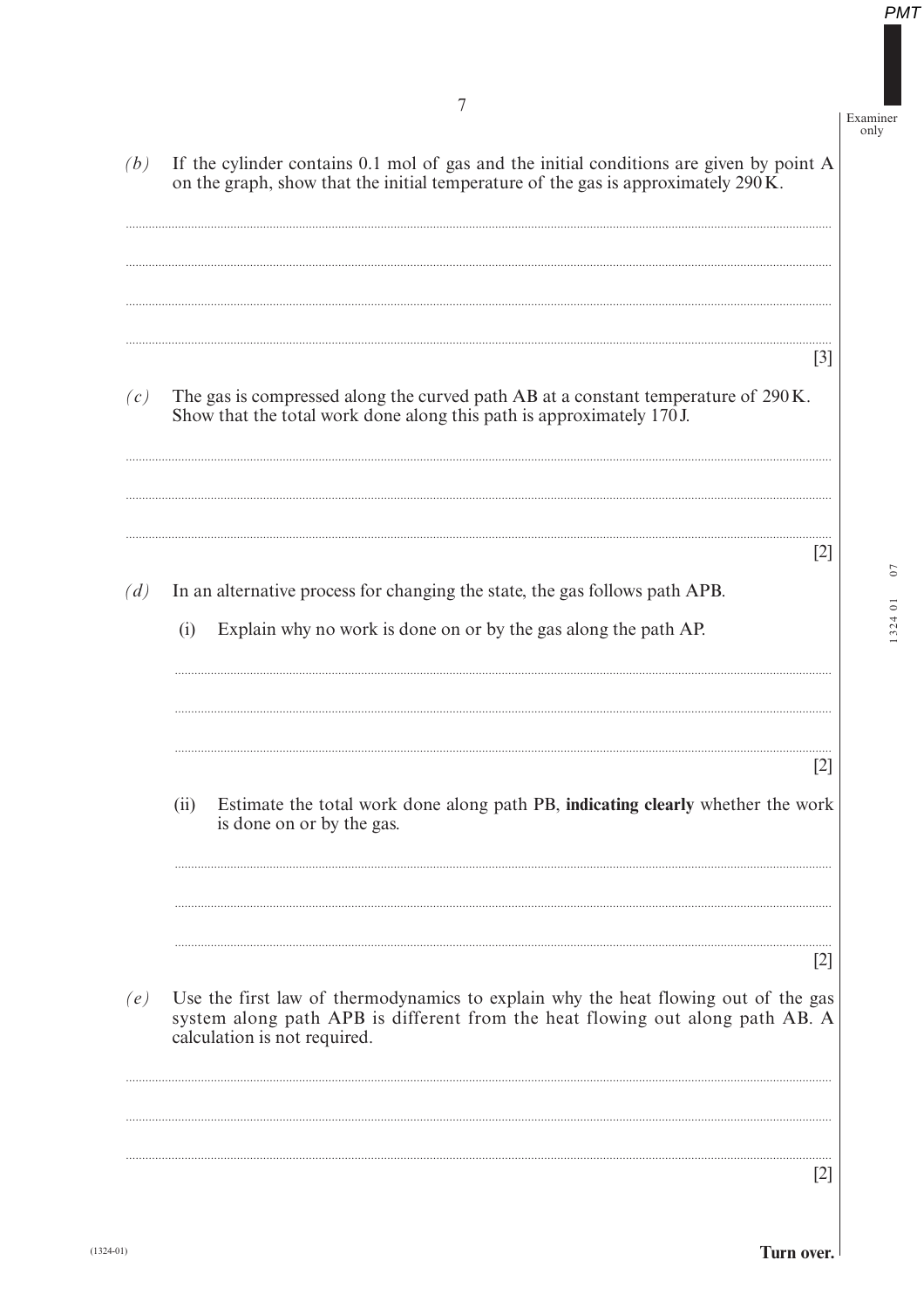*(b)* If the cylinder contains 0.1 mol of gas and the initial conditions are given by point A on the graph, show that the initial temperature of the gas is approximately 290 K.

[3]

*(c)* The gas is compressed along the curved path AB at a constant temperature of 290 K. Show that the total work done along this path is approximately 170 J.

[2]

*(d)* In an alternative process for changing the state, the gas follows path APB.

(i) Explain why no work is done on or by the gas along the path AP.

[2]

(ii) Estimate the total work done along path PB, **indicating clearly** whether the work is done on or by the gas.

[2]

*(e)* Use the first law of thermodynamics to explain why the heat flowing out of the gas system along path APB is different from the heat flowing out along path AB. A calculation is not required.

[2]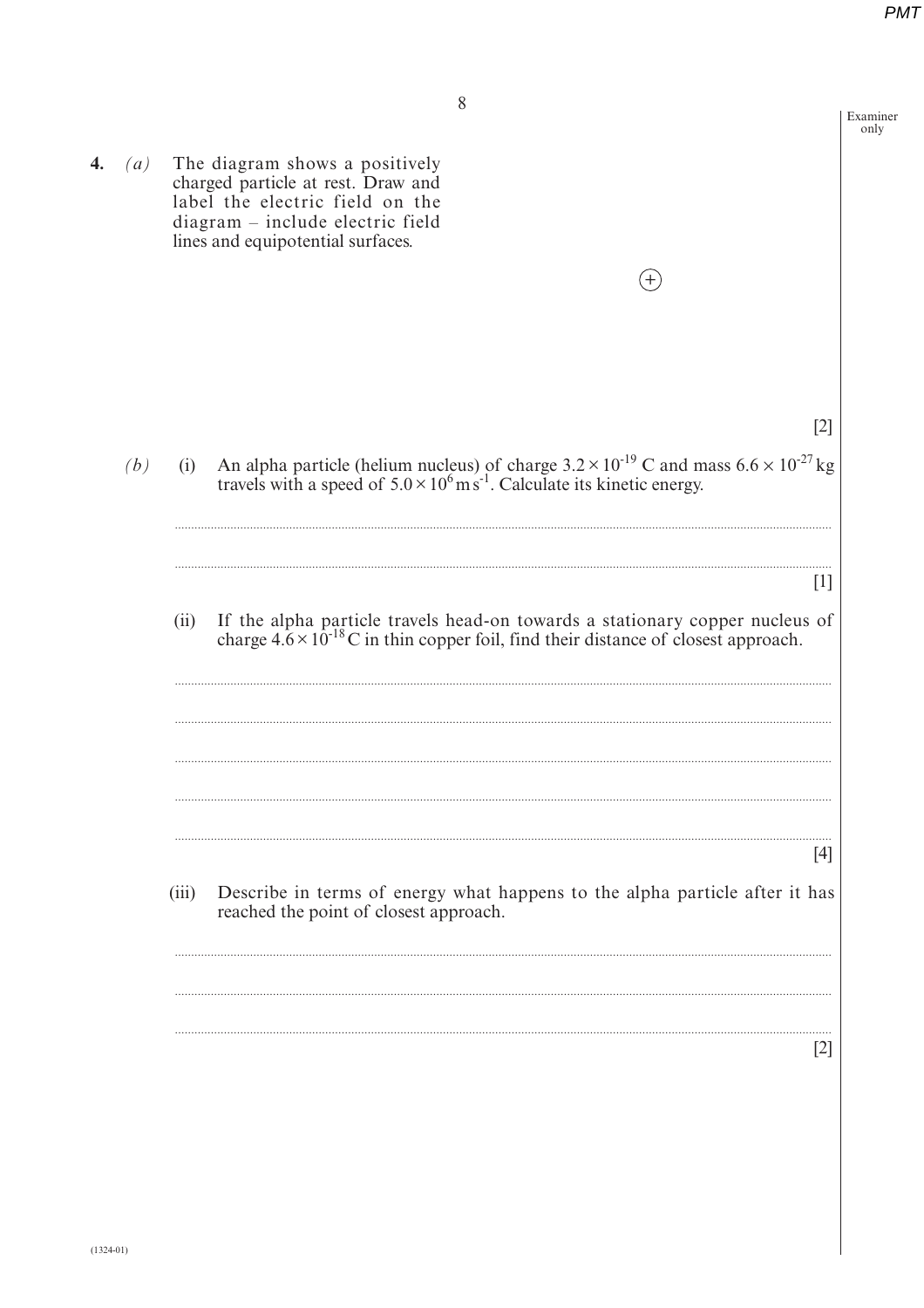Examiner only

4. *(a)* The diagram shows a positively charged particle at rest. Draw and label the electric field on the diagram – include electric field lines and equipotential surfaces.

$\oplus$

[2]

*(b)* (i) An alpha particle (helium nucleus) of charge $3.2 \times 10^{-19}$ C and mass $6.6 \times 10^{-27}$ kg travels with a speed of $5.0 \times 10^{6}$ m s$^{-1}$. Calculate its kinetic energy.

..............................................................................................................................................

..............................................................................................................................................

[1]

(ii) If the alpha particle travels head-on towards a stationary copper nucleus of charge $4.6 \times 10^{-18}$ C in thin copper foil, find their distance of closest approach.

..............................................................................................................................................

..............................................................................................................................................

..............................................................................................................................................

..............................................................................................................................................

..............................................................................................................................................

[4]

(iii) Describe in terms of energy what happens to the alpha particle after it has reached the point of closest approach.

..............................................................................................................................................

..............................................................................................................................................

..............................................................................................................................................

[2]

(1324-01)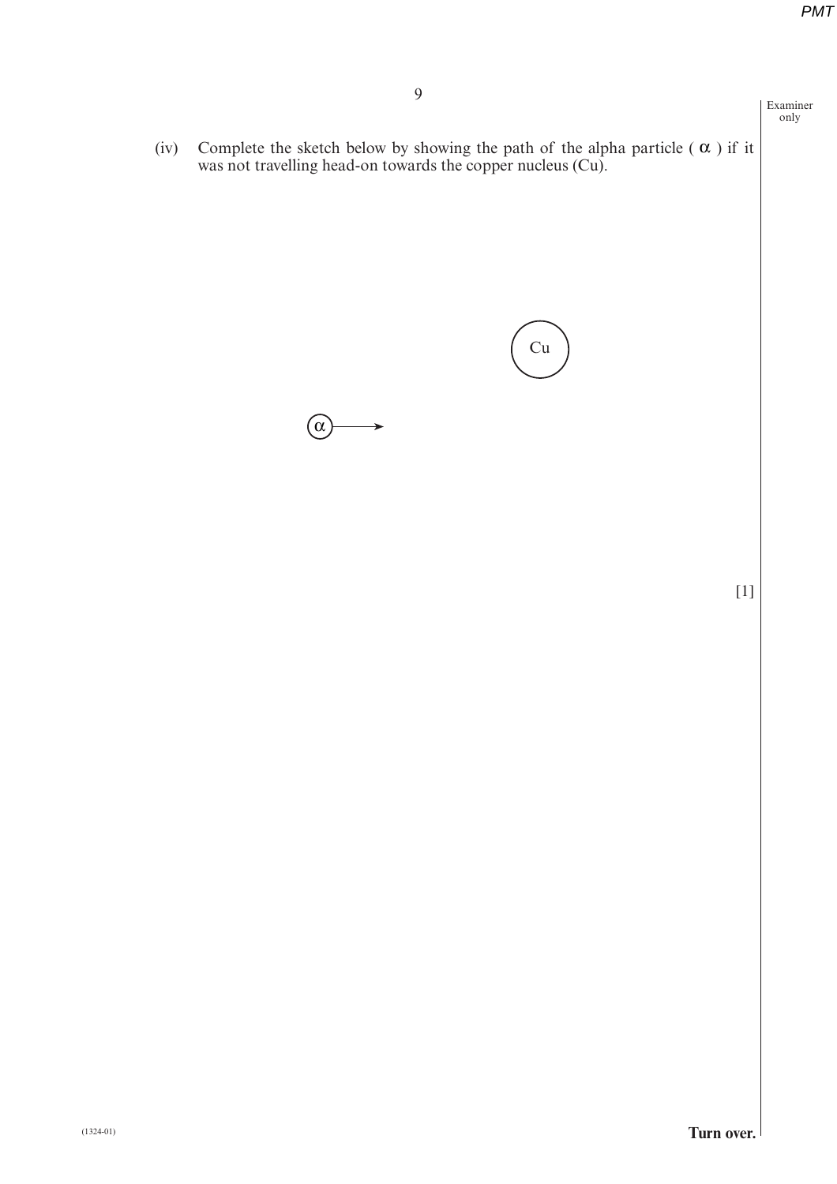(iv) Complete the sketch below by showing the path of the alpha particle ( $\alpha$ ) if it was not travelling head-on towards the copper nucleus (Cu).

Cu

$\alpha$

[1]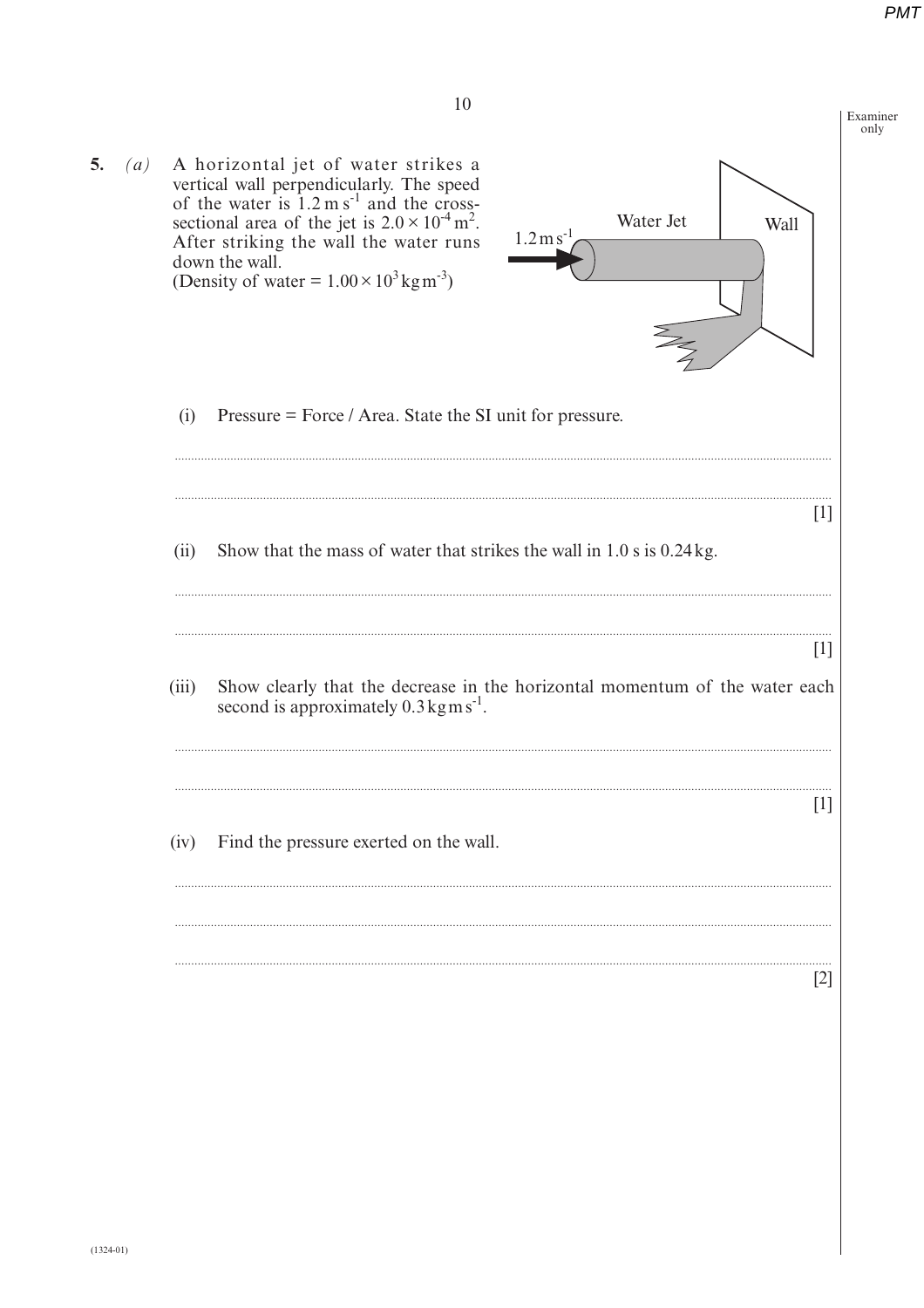**5.** *(a)* A horizontal jet of water strikes a vertical wall perpendicularly. The speed of the water is $1.2\,\text{m}\,\text{s}^{-1}$ and the cross-sectional area of the jet is $2.0 \times 10^{-4}\,\text{m}^2$. After striking the wall the water runs down the wall.
(Density of water = $1.00 \times 10^3\,\text{kg}\,\text{m}^{-3}$)

(i) Pressure = Force / Area. State the SI unit for pressure.

..........................................................................................................................................................

.......................................................................................................................................................... [1]

(ii) Show that the mass of water that strikes the wall in 1.0 s is 0.24 kg.

..........................................................................................................................................................

.......................................................................................................................................................... [1]

(iii) Show clearly that the decrease in the horizontal momentum of the water each second is approximately $0.3\,\text{kg}\,\text{m}\,\text{s}^{-1}$.

..........................................................................................................................................................

.......................................................................................................................................................... [1]

(iv) Find the pressure exerted on the wall.

..........................................................................................................................................................

..........................................................................................................................................................

.......................................................................................................................................................... [2]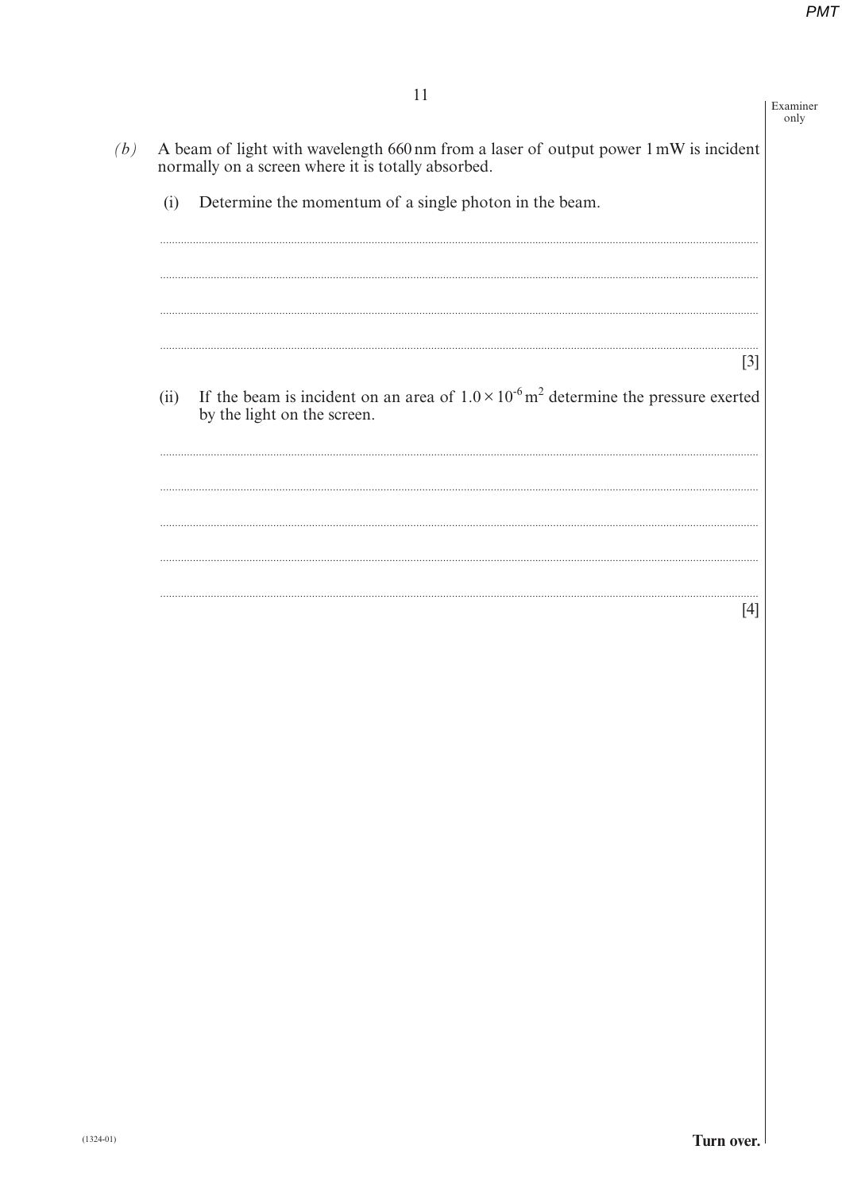*(b)* A beam of light with wavelength 660 nm from a laser of output power 1 mW is incident normally on a screen where it is totally absorbed.

(i) Determine the momentum of a single photon in the beam.

..........................................................................................................................................

..........................................................................................................................................

..........................................................................................................................................

.......................................................................................................................................... [3]

(ii) If the beam is incident on an area of $1.0 \times 10^{-6}\,\text{m}^2$ determine the pressure exerted by the light on the screen.

..........................................................................................................................................

..........................................................................................................................................

..........................................................................................................................................

..........................................................................................................................................

.......................................................................................................................................... [4]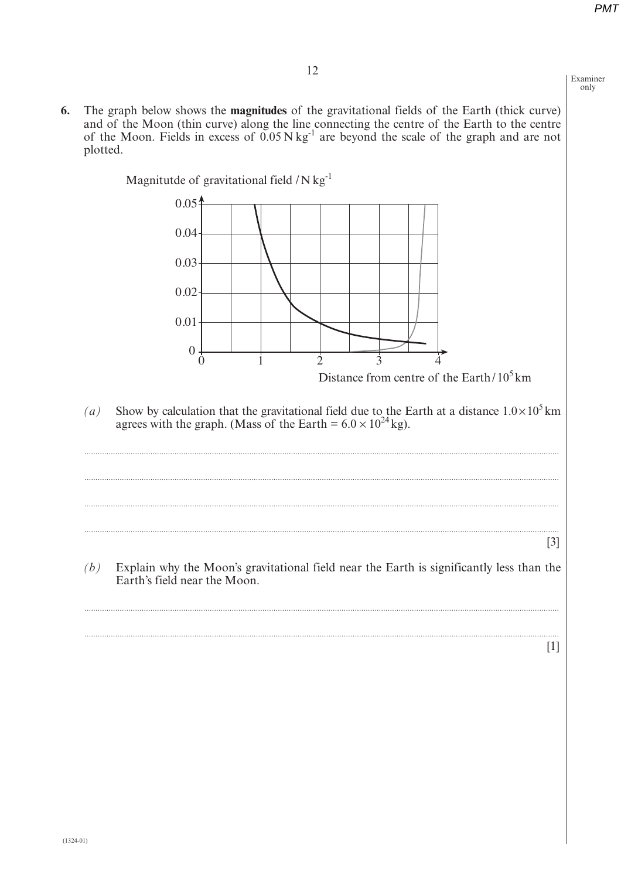Examiner only

**6.** The graph below shows the **magnitudes** of the gravitational fields of the Earth (thick curve) and of the Moon (thin curve) along the line connecting the centre of the Earth to the centre of the Moon. Fields in excess of $0.05\,\text{N kg}^{-1}$ are beyond the scale of the graph and are not plotted.

Magnitutde of gravitational field / $\text{N kg}^{-1}$

Distance from centre of the Earth / $10^5$ km

*(a)* Show by calculation that the gravitational field due to the Earth at a distance $1.0 \times 10^5$ km agrees with the graph. (Mass of the Earth = $6.0 \times 10^{24}$ kg).

..............................................................................................................................................................................

..............................................................................................................................................................................

..............................................................................................................................................................................

.............................................................................................................................................................................. [3]

*(b)* Explain why the Moon's gravitational field near the Earth is significantly less than the Earth's field near the Moon.

..............................................................................................................................................................................

.............................................................................................................................................................................. [1]

(1324-01)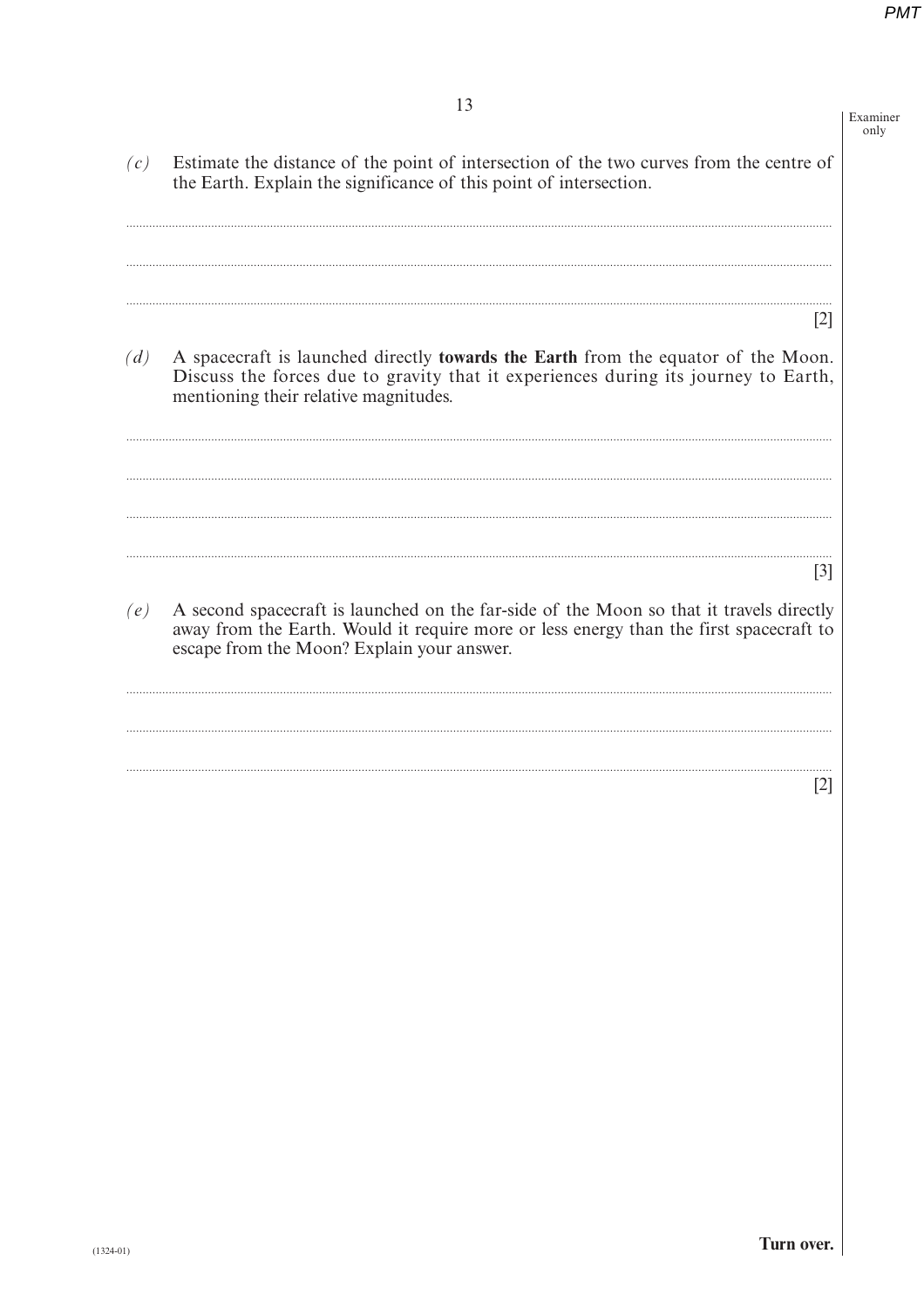*(c)* Estimate the distance of the point of intersection of the two curves from the centre of the Earth. Explain the significance of this point of intersection.

..............................................................................................................................................................................................................

..............................................................................................................................................................................................................

..............................................................................................................................................................................................................

[2]

*(d)* A spacecraft is launched directly **towards the Earth** from the equator of the Moon. Discuss the forces due to gravity that it experiences during its journey to Earth, mentioning their relative magnitudes.

..............................................................................................................................................................................................................

..............................................................................................................................................................................................................

..............................................................................................................................................................................................................

..............................................................................................................................................................................................................

[3]

*(e)* A second spacecraft is launched on the far-side of the Moon so that it travels directly away from the Earth. Would it require more or less energy than the first spacecraft to escape from the Moon? Explain your answer.

..............................................................................................................................................................................................................

..............................................................................................................................................................................................................

..............................................................................................................................................................................................................

[2]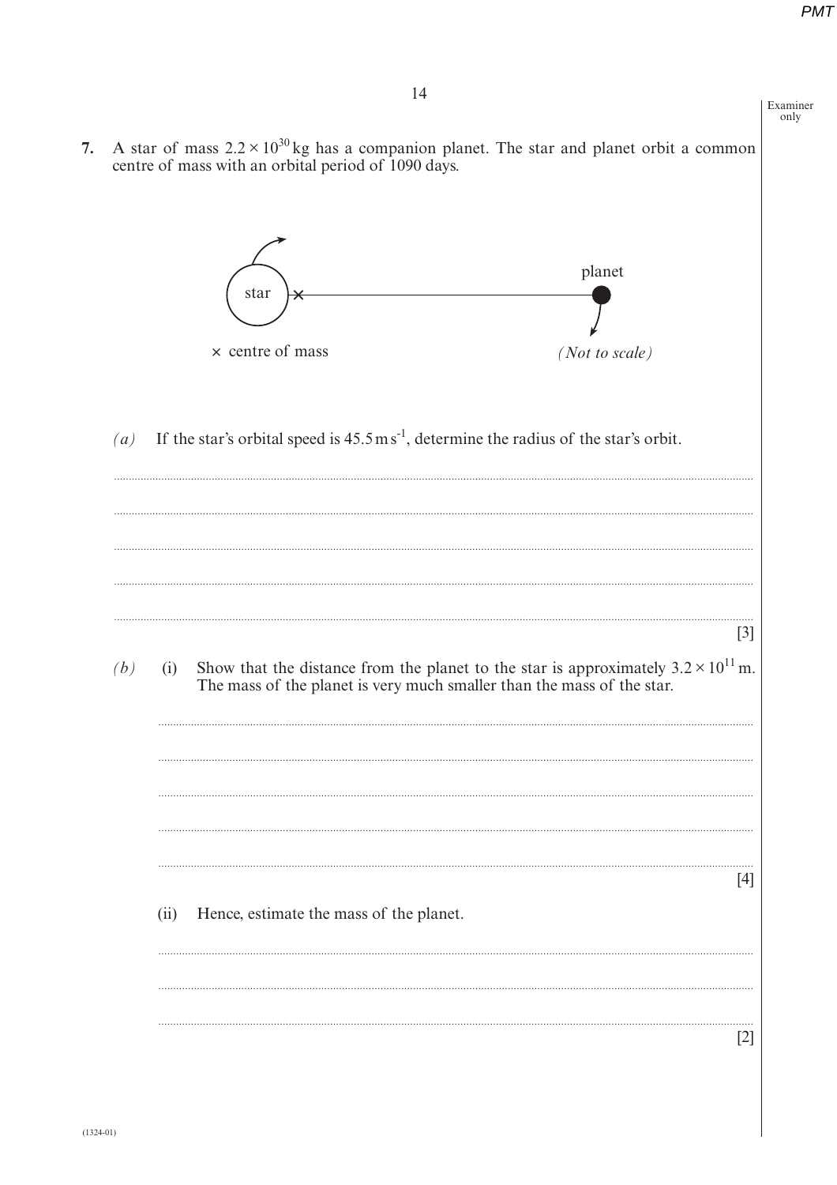7. A star of mass $2.2 \times 10^{30}$ kg has a companion planet. The star and planet orbit a common centre of mass with an orbital period of 1090 days.

star × ——————————————— planet

× centre of mass

*(Not to scale)*

*(a)* If the star's orbital speed is $45.5\,\text{m}\,\text{s}^{-1}$, determine the radius of the star's orbit.

..........................................................................................................................................................

..........................................................................................................................................................

..........................................................................................................................................................

..........................................................................................................................................................

.......................................................................................................................................................... [3]

*(b)* (i) Show that the distance from the planet to the star is approximately $3.2 \times 10^{11}$ m. The mass of the planet is very much smaller than the mass of the star.

..........................................................................................................................................................

..........................................................................................................................................................

..........................................................................................................................................................

..........................................................................................................................................................

.......................................................................................................................................................... [4]

(ii) Hence, estimate the mass of the planet.

..........................................................................................................................................................

..........................................................................................................................................................

.......................................................................................................................................................... [2]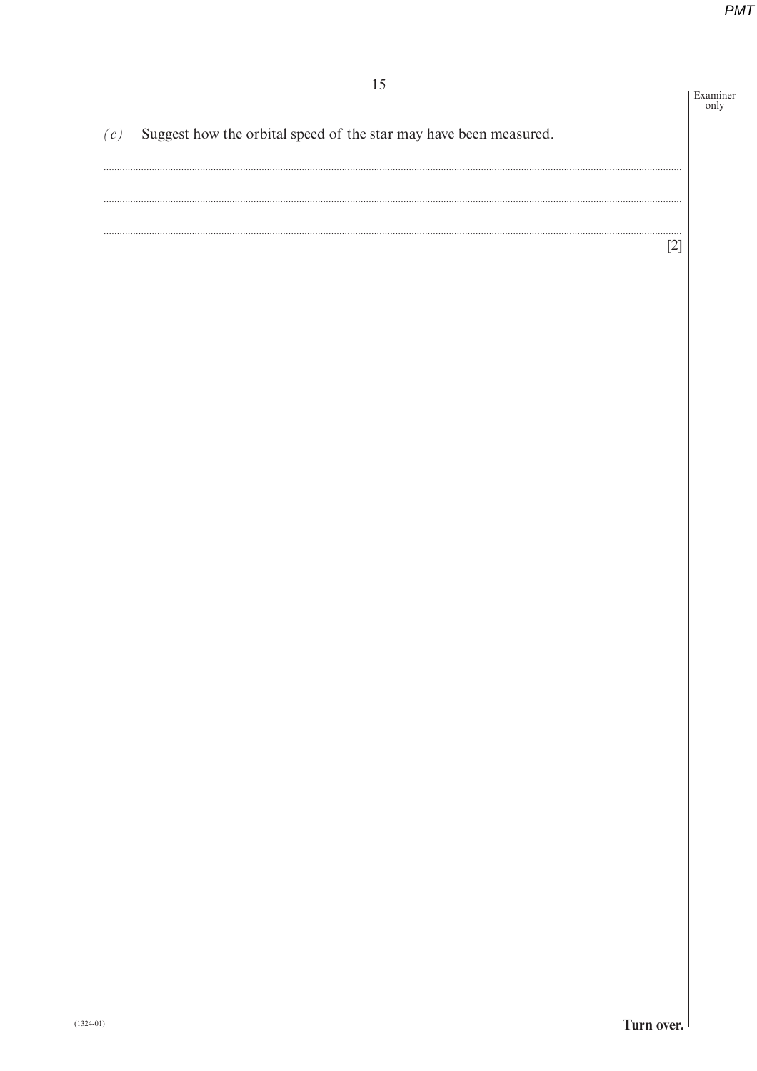*(c)* Suggest how the orbital speed of the star may have been measured.

..........................................................................................................................................................................................................

..........................................................................................................................................................................................................

.......................................................................................................................................................................................................... [2]

**Turn over.**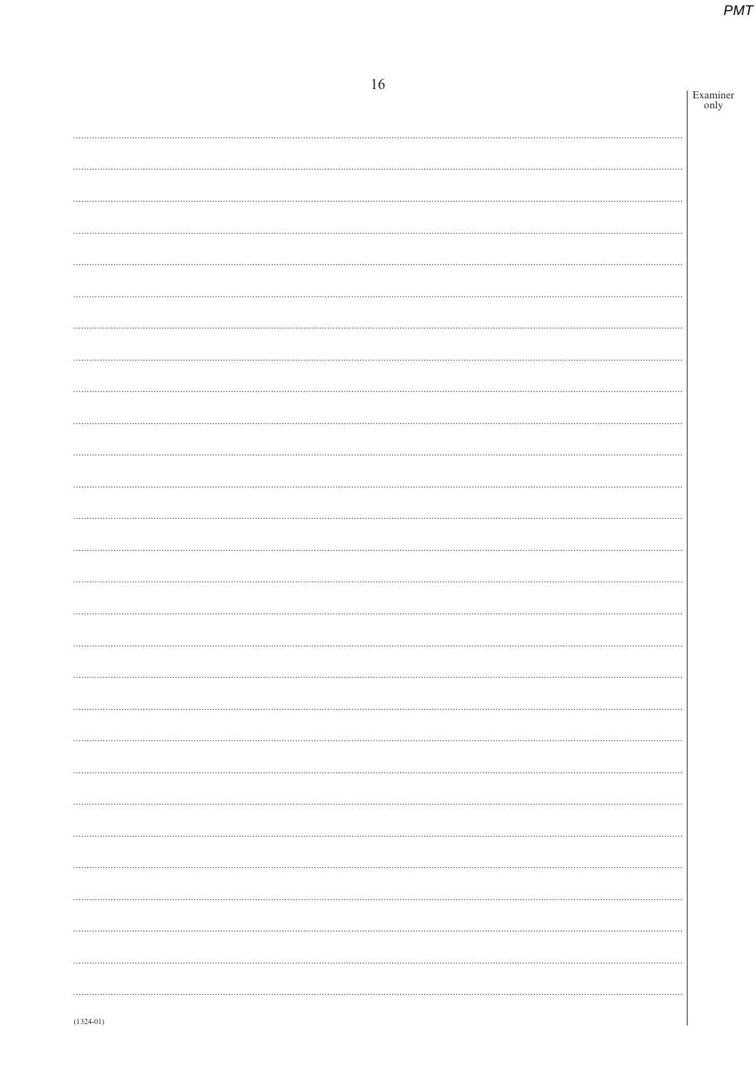Examiner only